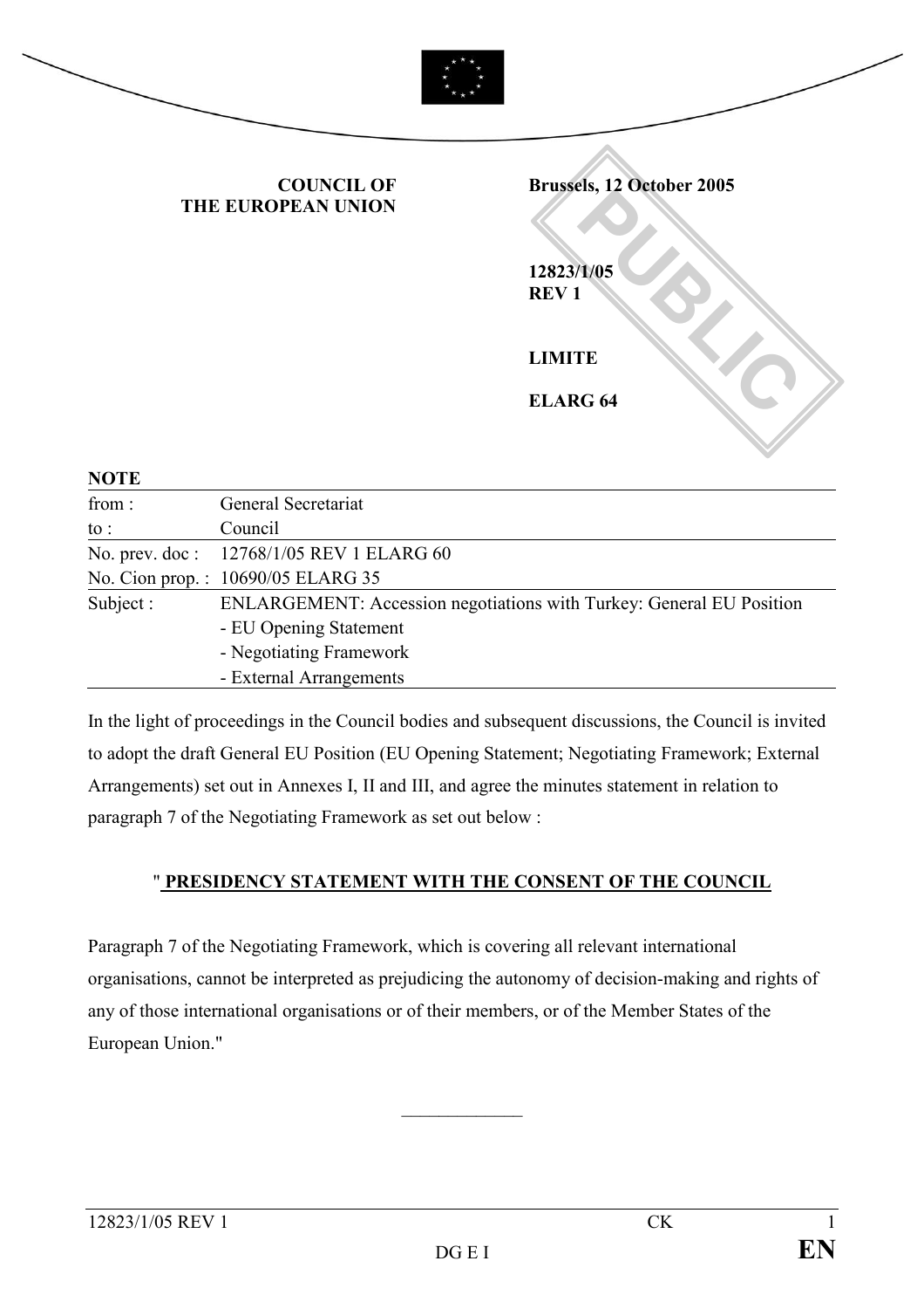**COUNCIL OF THE EUROPEAN UNION**

**Brussels, 12 October 2005**

**12823/1/05 REV 1**

**LIMITE**

**ELARG 64**

**NOTE**

| | |
|---|---|
| from : | General Secretariat |
| to : | Council |
| No. prev. doc : | 12768/1/05 REV 1 ELARG 60 |
| No. Cion prop. : | 10690/05 ELARG 35 |
| Subject : | ENLARGEMENT: Accession negotiations with Turkey: General EU Position<br>- EU Opening Statement<br>- Negotiating Framework<br>- External Arrangements |

In the light of proceedings in the Council bodies and subsequent discussions, the Council is invited to adopt the draft General EU Position (EU Opening Statement; Negotiating Framework; External Arrangements) set out in Annexes I, II and III, and agree the minutes statement in relation to paragraph 7 of the Negotiating Framework as set out below :

" **PRESIDENCY STATEMENT WITH THE CONSENT OF THE COUNCIL**

Paragraph 7 of the Negotiating Framework, which is covering all relevant international organisations, cannot be interpreted as prejudicing the autonomy of decision-making and rights of any of those international organisations or of their members, or of the Member States of the European Union."

\_\_\_\_\_\_\_\_\_\_\_\_\_\_\_\_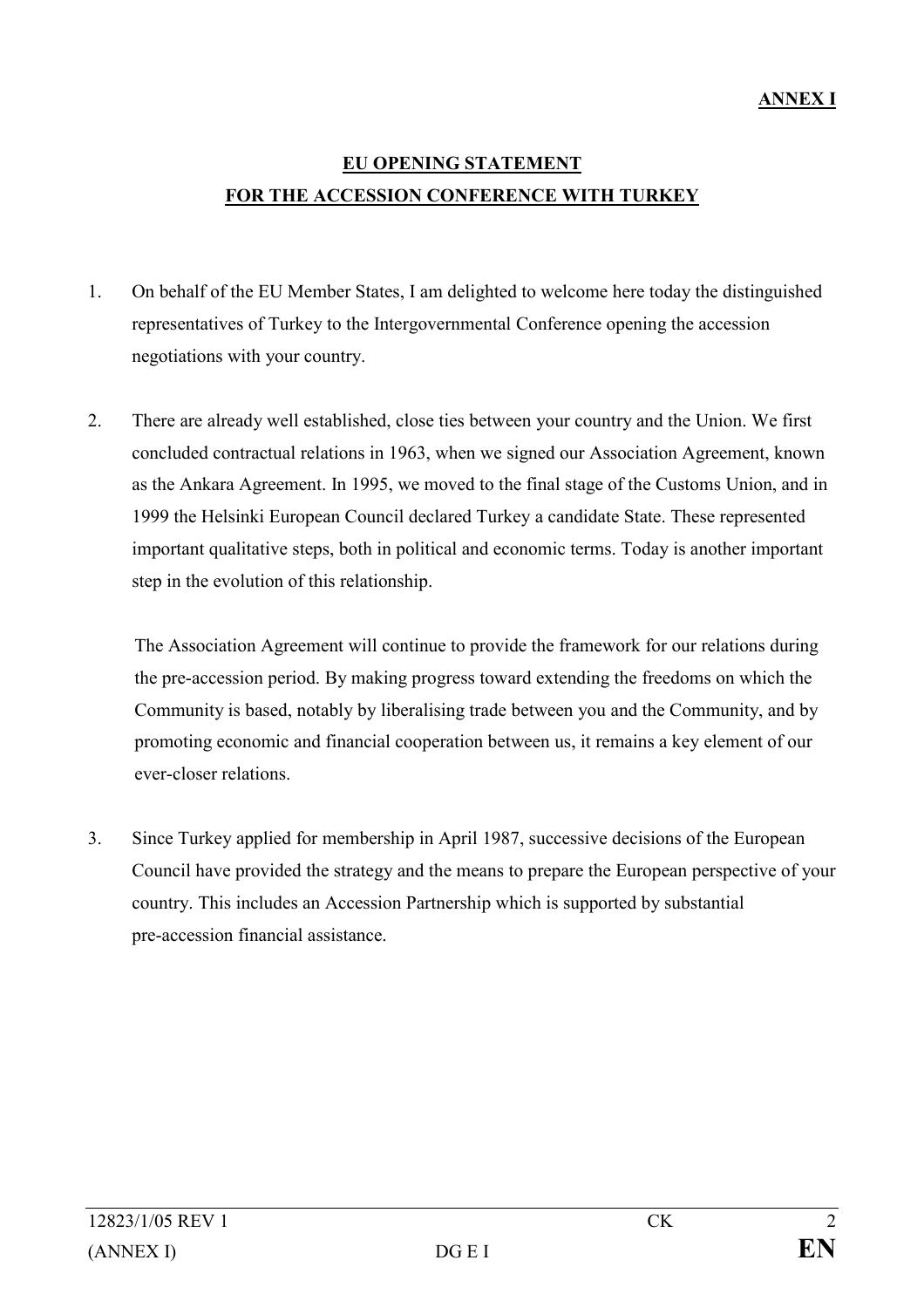**ANNEX I**

## EU OPENING STATEMENT FOR THE ACCESSION CONFERENCE WITH TURKEY

1. On behalf of the EU Member States, I am delighted to welcome here today the distinguished representatives of Turkey to the Intergovernmental Conference opening the accession negotiations with your country.

2. There are already well established, close ties between your country and the Union. We first concluded contractual relations in 1963, when we signed our Association Agreement, known as the Ankara Agreement. In 1995, we moved to the final stage of the Customs Union, and in 1999 the Helsinki European Council declared Turkey a candidate State. These represented important qualitative steps, both in political and economic terms. Today is another important step in the evolution of this relationship.

   The Association Agreement will continue to provide the framework for our relations during the pre-accession period. By making progress toward extending the freedoms on which the Community is based, notably by liberalising trade between you and the Community, and by promoting economic and financial cooperation between us, it remains a key element of our ever-closer relations.

3. Since Turkey applied for membership in April 1987, successive decisions of the European Council have provided the strategy and the means to prepare the European perspective of your country. This includes an Accession Partnership which is supported by substantial pre-accession financial assistance.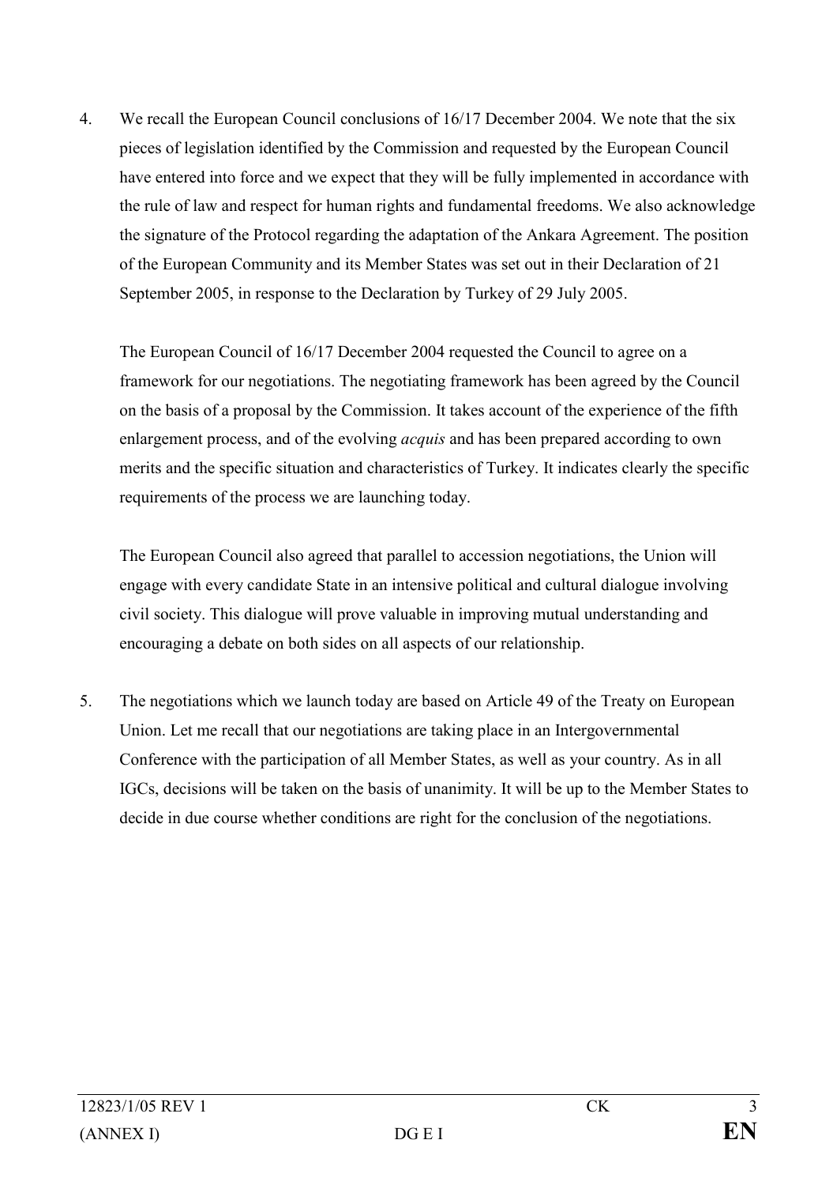4. We recall the European Council conclusions of 16/17 December 2004. We note that the six pieces of legislation identified by the Commission and requested by the European Council have entered into force and we expect that they will be fully implemented in accordance with the rule of law and respect for human rights and fundamental freedoms. We also acknowledge the signature of the Protocol regarding the adaptation of the Ankara Agreement. The position of the European Community and its Member States was set out in their Declaration of 21 September 2005, in response to the Declaration by Turkey of 29 July 2005.

   The European Council of 16/17 December 2004 requested the Council to agree on a framework for our negotiations. The negotiating framework has been agreed by the Council on the basis of a proposal by the Commission. It takes account of the experience of the fifth enlargement process, and of the evolving *acquis* and has been prepared according to own merits and the specific situation and characteristics of Turkey. It indicates clearly the specific requirements of the process we are launching today.

   The European Council also agreed that parallel to accession negotiations, the Union will engage with every candidate State in an intensive political and cultural dialogue involving civil society. This dialogue will prove valuable in improving mutual understanding and encouraging a debate on both sides on all aspects of our relationship.

5. The negotiations which we launch today are based on Article 49 of the Treaty on European Union. Let me recall that our negotiations are taking place in an Intergovernmental Conference with the participation of all Member States, as well as your country. As in all IGCs, decisions will be taken on the basis of unanimity. It will be up to the Member States to decide in due course whether conditions are right for the conclusion of the negotiations.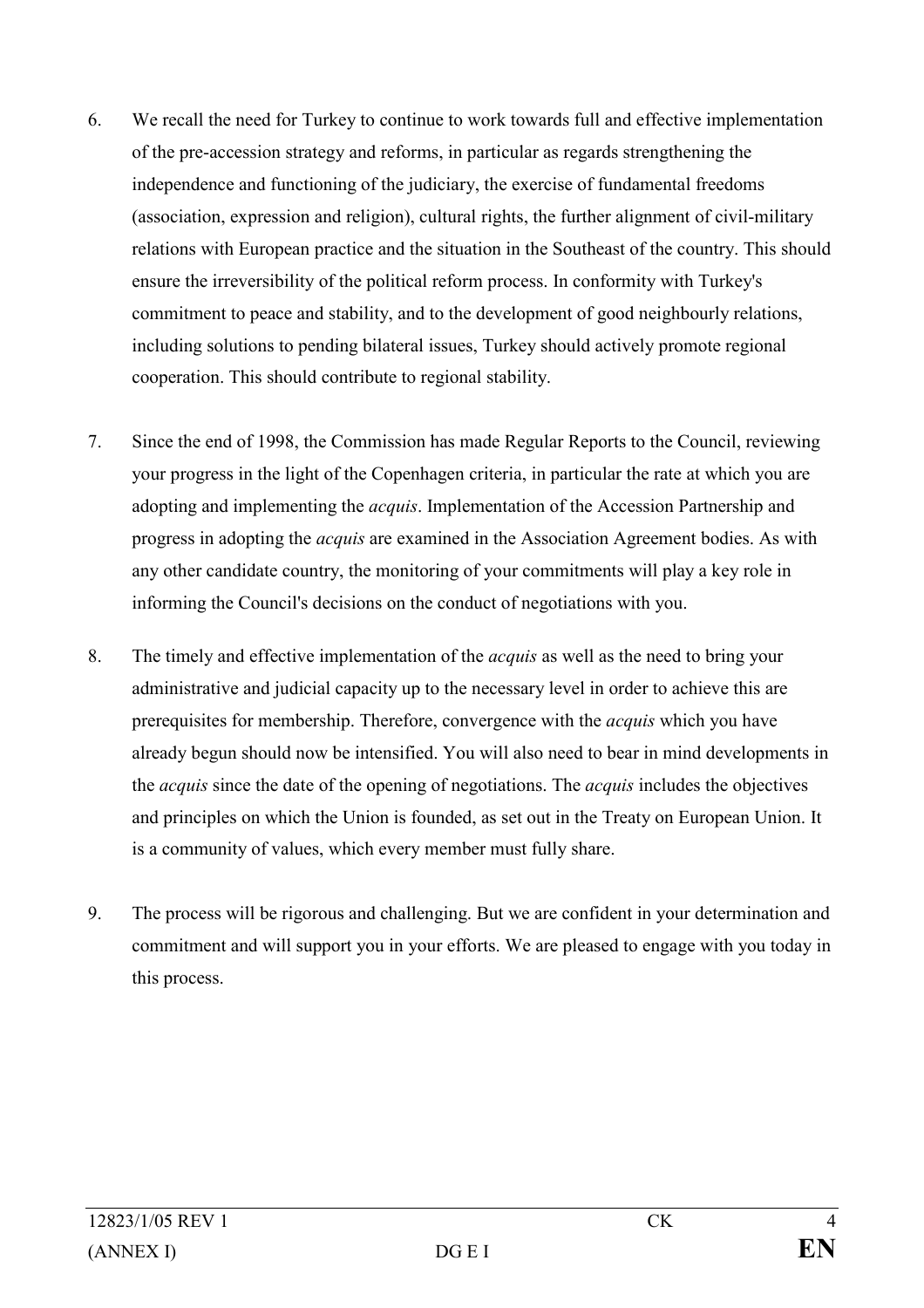6. We recall the need for Turkey to continue to work towards full and effective implementation of the pre-accession strategy and reforms, in particular as regards strengthening the independence and functioning of the judiciary, the exercise of fundamental freedoms (association, expression and religion), cultural rights, the further alignment of civil-military relations with European practice and the situation in the Southeast of the country. This should ensure the irreversibility of the political reform process. In conformity with Turkey's commitment to peace and stability, and to the development of good neighbourly relations, including solutions to pending bilateral issues, Turkey should actively promote regional cooperation. This should contribute to regional stability.

7. Since the end of 1998, the Commission has made Regular Reports to the Council, reviewing your progress in the light of the Copenhagen criteria, in particular the rate at which you are adopting and implementing the *acquis*. Implementation of the Accession Partnership and progress in adopting the *acquis* are examined in the Association Agreement bodies. As with any other candidate country, the monitoring of your commitments will play a key role in informing the Council's decisions on the conduct of negotiations with you.

8. The timely and effective implementation of the *acquis* as well as the need to bring your administrative and judicial capacity up to the necessary level in order to achieve this are prerequisites for membership. Therefore, convergence with the *acquis* which you have already begun should now be intensified. You will also need to bear in mind developments in the *acquis* since the date of the opening of negotiations. The *acquis* includes the objectives and principles on which the Union is founded, as set out in the Treaty on European Union. It is a community of values, which every member must fully share.

9. The process will be rigorous and challenging. But we are confident in your determination and commitment and will support you in your efforts. We are pleased to engage with you today in this process.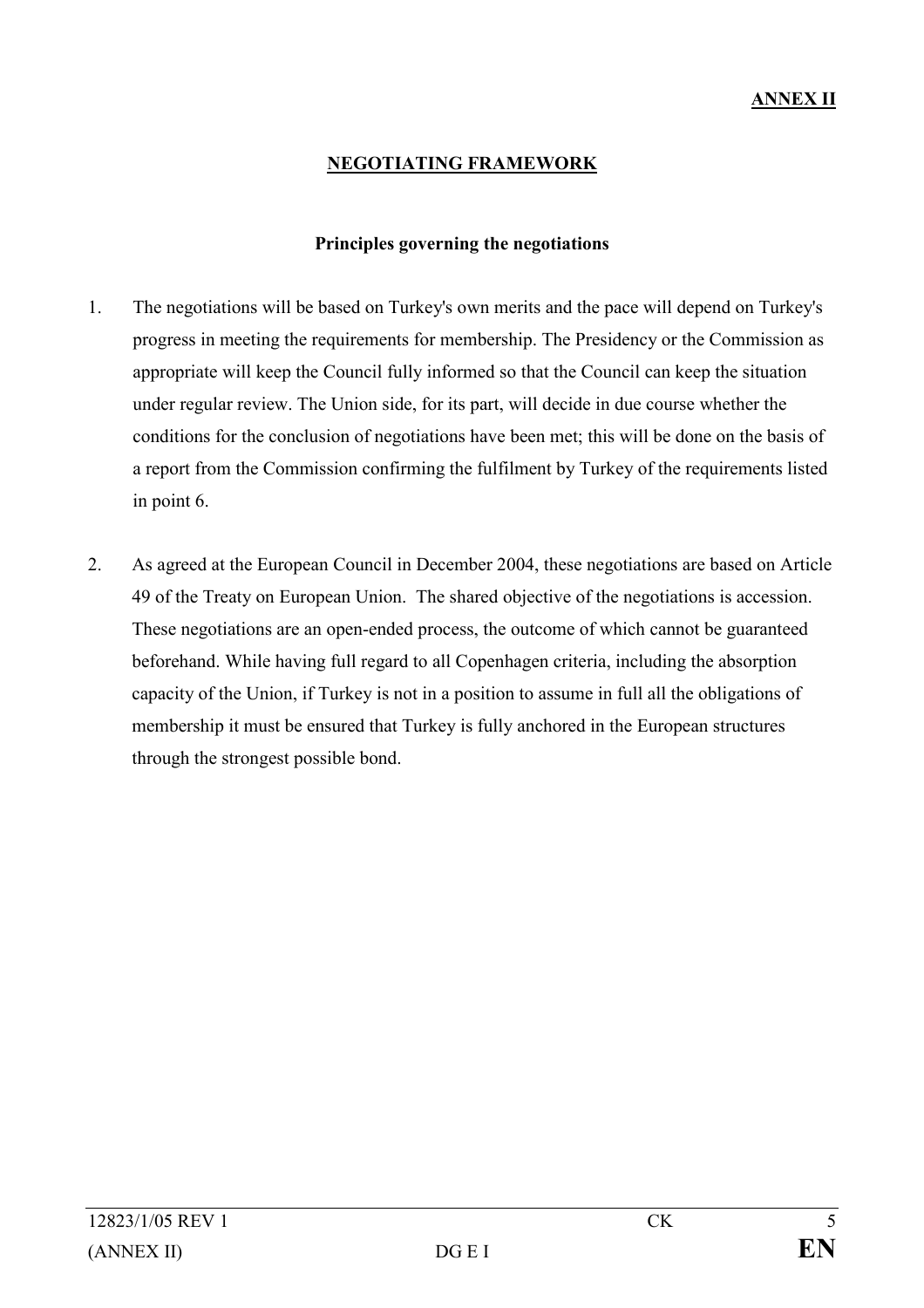**ANNEX II**

# NEGOTIATING FRAMEWORK

## Principles governing the negotiations

1. The negotiations will be based on Turkey's own merits and the pace will depend on Turkey's progress in meeting the requirements for membership. The Presidency or the Commission as appropriate will keep the Council fully informed so that the Council can keep the situation under regular review. The Union side, for its part, will decide in due course whether the conditions for the conclusion of negotiations have been met; this will be done on the basis of a report from the Commission confirming the fulfilment by Turkey of the requirements listed in point 6.

2. As agreed at the European Council in December 2004, these negotiations are based on Article 49 of the Treaty on European Union. The shared objective of the negotiations is accession. These negotiations are an open-ended process, the outcome of which cannot be guaranteed beforehand. While having full regard to all Copenhagen criteria, including the absorption capacity of the Union, if Turkey is not in a position to assume in full all the obligations of membership it must be ensured that Turkey is fully anchored in the European structures through the strongest possible bond.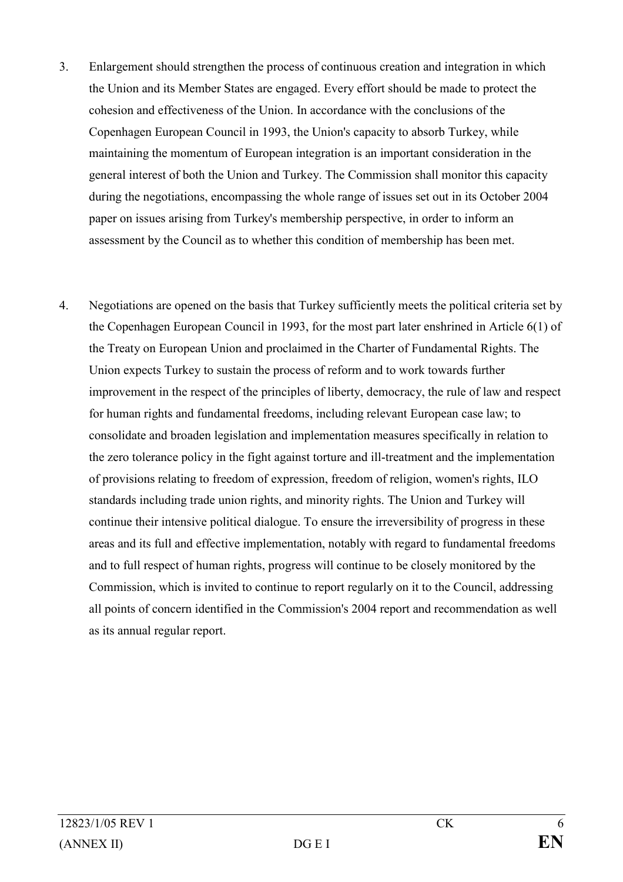3. Enlargement should strengthen the process of continuous creation and integration in which the Union and its Member States are engaged. Every effort should be made to protect the cohesion and effectiveness of the Union. In accordance with the conclusions of the Copenhagen European Council in 1993, the Union's capacity to absorb Turkey, while maintaining the momentum of European integration is an important consideration in the general interest of both the Union and Turkey. The Commission shall monitor this capacity during the negotiations, encompassing the whole range of issues set out in its October 2004 paper on issues arising from Turkey's membership perspective, in order to inform an assessment by the Council as to whether this condition of membership has been met.

4. Negotiations are opened on the basis that Turkey sufficiently meets the political criteria set by the Copenhagen European Council in 1993, for the most part later enshrined in Article 6(1) of the Treaty on European Union and proclaimed in the Charter of Fundamental Rights. The Union expects Turkey to sustain the process of reform and to work towards further improvement in the respect of the principles of liberty, democracy, the rule of law and respect for human rights and fundamental freedoms, including relevant European case law; to consolidate and broaden legislation and implementation measures specifically in relation to the zero tolerance policy in the fight against torture and ill-treatment and the implementation of provisions relating to freedom of expression, freedom of religion, women's rights, ILO standards including trade union rights, and minority rights. The Union and Turkey will continue their intensive political dialogue. To ensure the irreversibility of progress in these areas and its full and effective implementation, notably with regard to fundamental freedoms and to full respect of human rights, progress will continue to be closely monitored by the Commission, which is invited to continue to report regularly on it to the Council, addressing all points of concern identified in the Commission's 2004 report and recommendation as well as its annual regular report.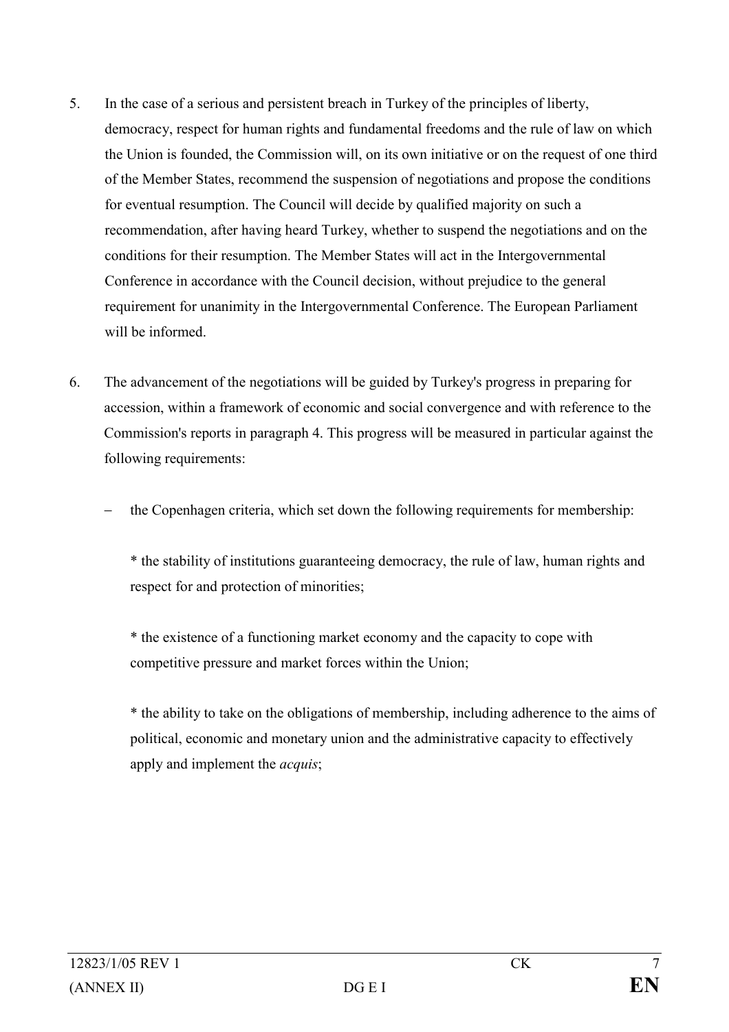5. In the case of a serious and persistent breach in Turkey of the principles of liberty, democracy, respect for human rights and fundamental freedoms and the rule of law on which the Union is founded, the Commission will, on its own initiative or on the request of one third of the Member States, recommend the suspension of negotiations and propose the conditions for eventual resumption. The Council will decide by qualified majority on such a recommendation, after having heard Turkey, whether to suspend the negotiations and on the conditions for their resumption. The Member States will act in the Intergovernmental Conference in accordance with the Council decision, without prejudice to the general requirement for unanimity in the Intergovernmental Conference. The European Parliament will be informed.

6. The advancement of the negotiations will be guided by Turkey's progress in preparing for accession, within a framework of economic and social convergence and with reference to the Commission's reports in paragraph 4. This progress will be measured in particular against the following requirements:

   - the Copenhagen criteria, which set down the following requirements for membership:

     * the stability of institutions guaranteeing democracy, the rule of law, human rights and respect for and protection of minorities;

     * the existence of a functioning market economy and the capacity to cope with competitive pressure and market forces within the Union;

     * the ability to take on the obligations of membership, including adherence to the aims of political, economic and monetary union and the administrative capacity to effectively apply and implement the *acquis*;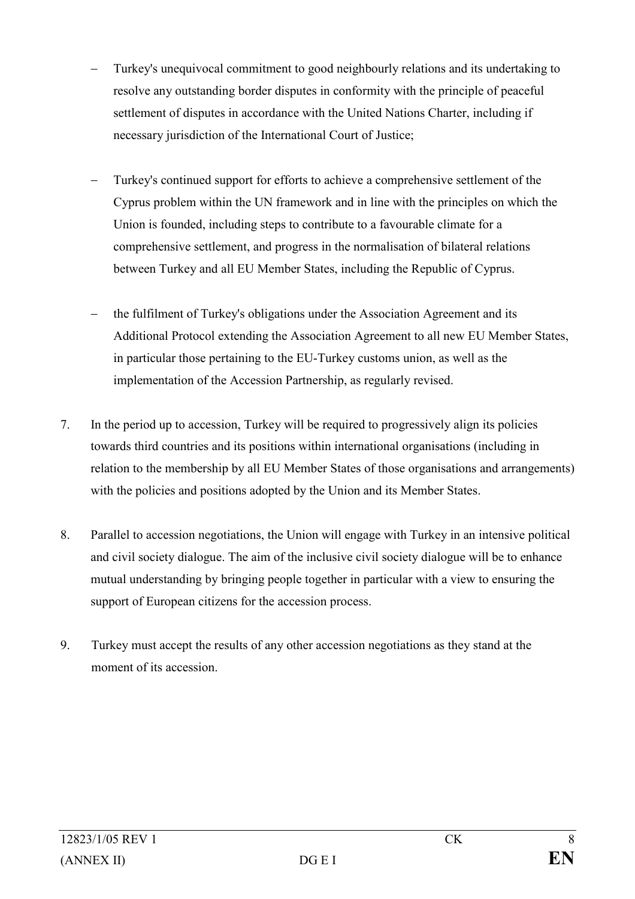- Turkey's unequivocal commitment to good neighbourly relations and its undertaking to resolve any outstanding border disputes in conformity with the principle of peaceful settlement of disputes in accordance with the United Nations Charter, including if necessary jurisdiction of the International Court of Justice;

- Turkey's continued support for efforts to achieve a comprehensive settlement of the Cyprus problem within the UN framework and in line with the principles on which the Union is founded, including steps to contribute to a favourable climate for a comprehensive settlement, and progress in the normalisation of bilateral relations between Turkey and all EU Member States, including the Republic of Cyprus.

- the fulfilment of Turkey's obligations under the Association Agreement and its Additional Protocol extending the Association Agreement to all new EU Member States, in particular those pertaining to the EU-Turkey customs union, as well as the implementation of the Accession Partnership, as regularly revised.

7. In the period up to accession, Turkey will be required to progressively align its policies towards third countries and its positions within international organisations (including in relation to the membership by all EU Member States of those organisations and arrangements) with the policies and positions adopted by the Union and its Member States.

8. Parallel to accession negotiations, the Union will engage with Turkey in an intensive political and civil society dialogue. The aim of the inclusive civil society dialogue will be to enhance mutual understanding by bringing people together in particular with a view to ensuring the support of European citizens for the accession process.

9. Turkey must accept the results of any other accession negotiations as they stand at the moment of its accession.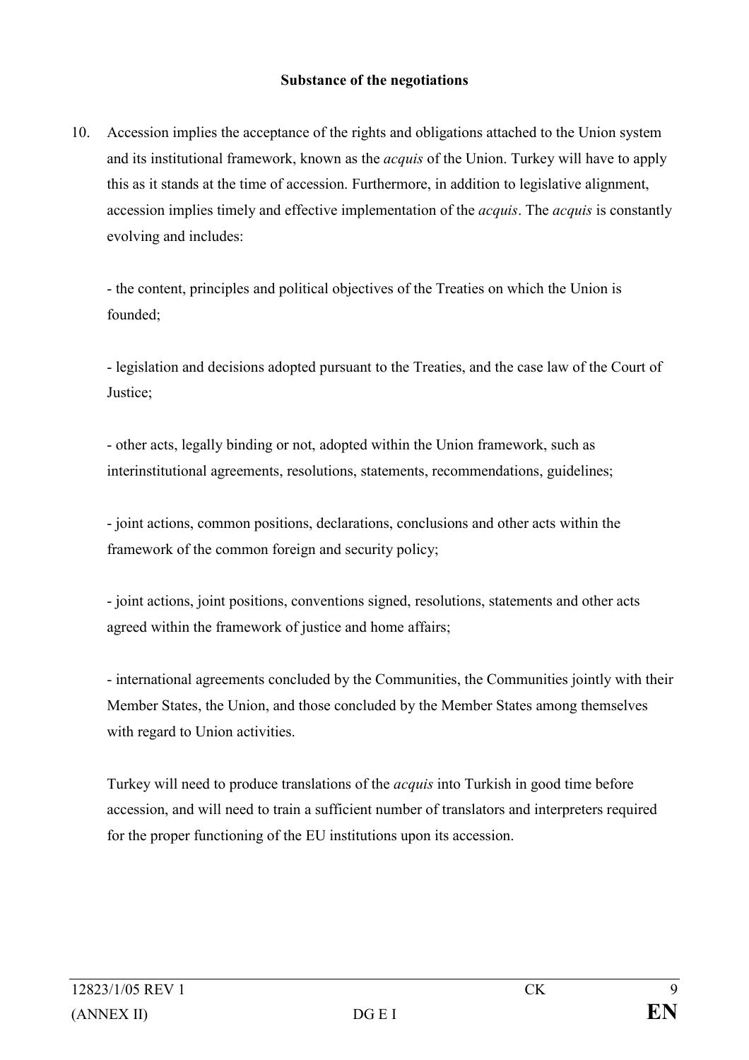**Substance of the negotiations**

10. Accession implies the acceptance of the rights and obligations attached to the Union system and its institutional framework, known as the *acquis* of the Union. Turkey will have to apply this as it stands at the time of accession. Furthermore, in addition to legislative alignment, accession implies timely and effective implementation of the *acquis*. The *acquis* is constantly evolving and includes:

    - the content, principles and political objectives of the Treaties on which the Union is founded;

    - legislation and decisions adopted pursuant to the Treaties, and the case law of the Court of Justice;

    - other acts, legally binding or not, adopted within the Union framework, such as interinstitutional agreements, resolutions, statements, recommendations, guidelines;

    - joint actions, common positions, declarations, conclusions and other acts within the framework of the common foreign and security policy;

    - joint actions, joint positions, conventions signed, resolutions, statements and other acts agreed within the framework of justice and home affairs;

    - international agreements concluded by the Communities, the Communities jointly with their Member States, the Union, and those concluded by the Member States among themselves with regard to Union activities.

    Turkey will need to produce translations of the *acquis* into Turkish in good time before accession, and will need to train a sufficient number of translators and interpreters required for the proper functioning of the EU institutions upon its accession.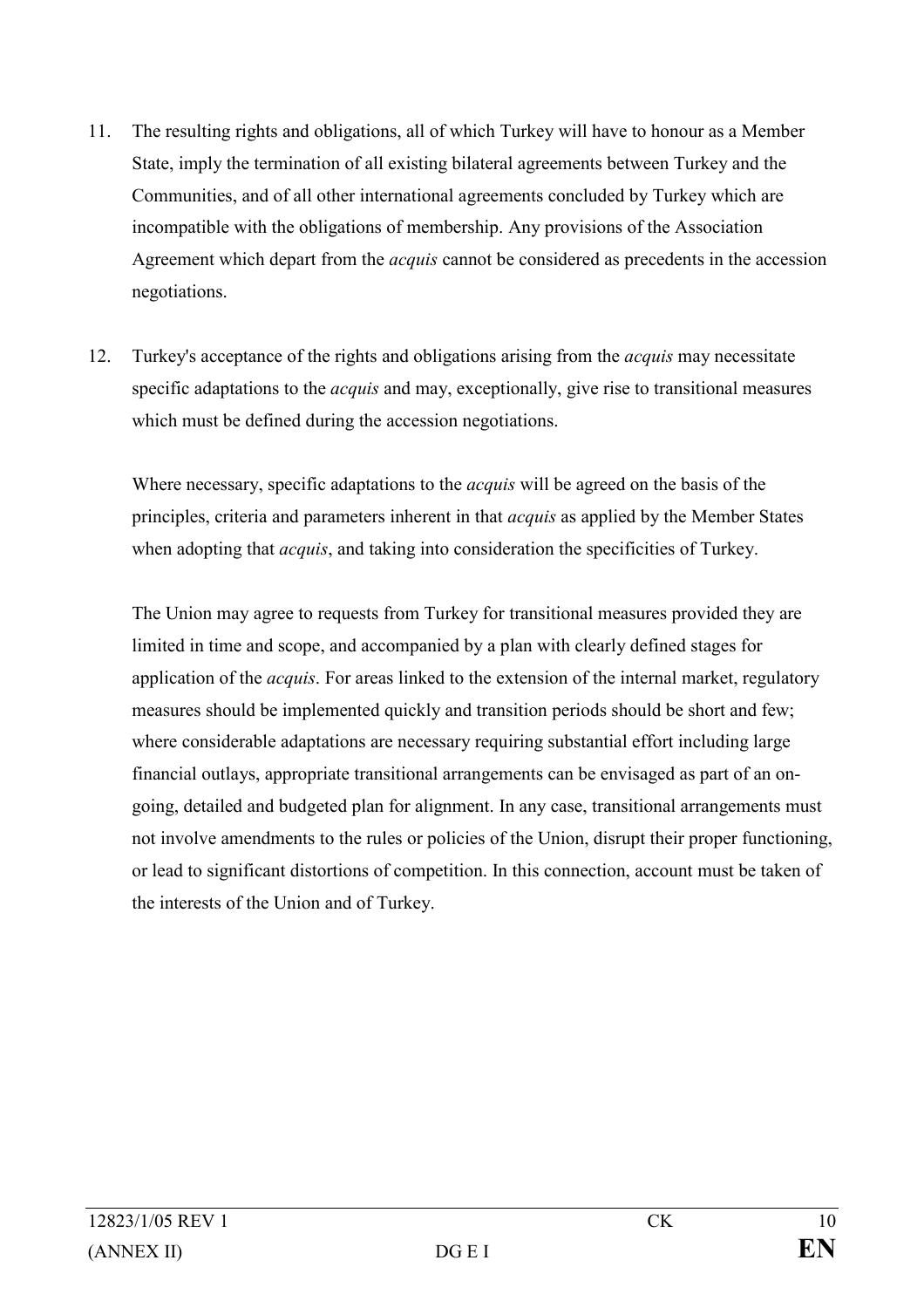11. The resulting rights and obligations, all of which Turkey will have to honour as a Member State, imply the termination of all existing bilateral agreements between Turkey and the Communities, and of all other international agreements concluded by Turkey which are incompatible with the obligations of membership. Any provisions of the Association Agreement which depart from the *acquis* cannot be considered as precedents in the accession negotiations.

12. Turkey's acceptance of the rights and obligations arising from the *acquis* may necessitate specific adaptations to the *acquis* and may, exceptionally, give rise to transitional measures which must be defined during the accession negotiations.

    Where necessary, specific adaptations to the *acquis* will be agreed on the basis of the principles, criteria and parameters inherent in that *acquis* as applied by the Member States when adopting that *acquis*, and taking into consideration the specificities of Turkey.

    The Union may agree to requests from Turkey for transitional measures provided they are limited in time and scope, and accompanied by a plan with clearly defined stages for application of the *acquis*. For areas linked to the extension of the internal market, regulatory measures should be implemented quickly and transition periods should be short and few; where considerable adaptations are necessary requiring substantial effort including large financial outlays, appropriate transitional arrangements can be envisaged as part of an on-going, detailed and budgeted plan for alignment. In any case, transitional arrangements must not involve amendments to the rules or policies of the Union, disrupt their proper functioning, or lead to significant distortions of competition. In this connection, account must be taken of the interests of the Union and of Turkey.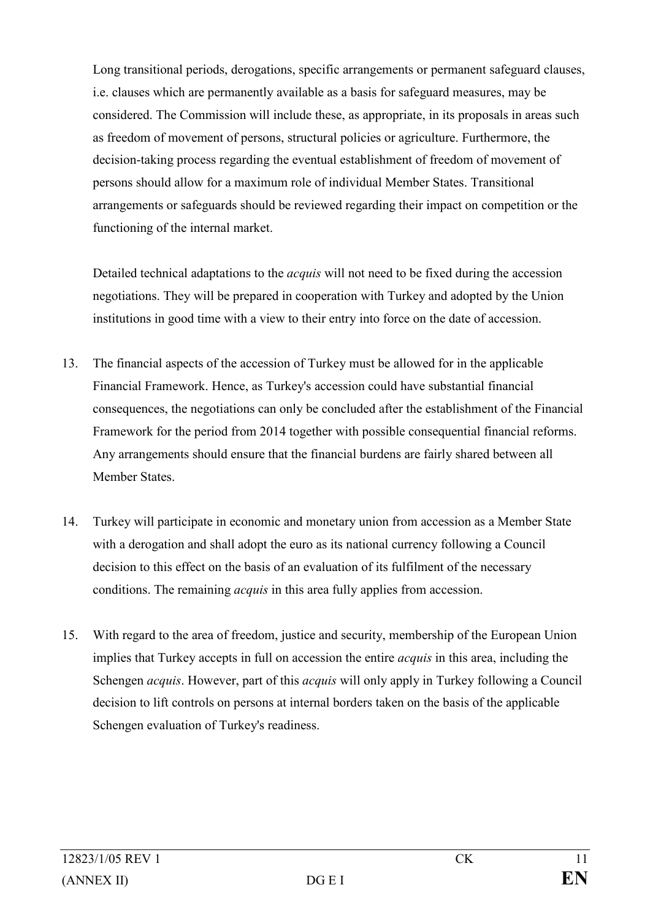Long transitional periods, derogations, specific arrangements or permanent safeguard clauses, i.e. clauses which are permanently available as a basis for safeguard measures, may be considered. The Commission will include these, as appropriate, in its proposals in areas such as freedom of movement of persons, structural policies or agriculture. Furthermore, the decision-taking process regarding the eventual establishment of freedom of movement of persons should allow for a maximum role of individual Member States. Transitional arrangements or safeguards should be reviewed regarding their impact on competition or the functioning of the internal market.

Detailed technical adaptations to the *acquis* will not need to be fixed during the accession negotiations. They will be prepared in cooperation with Turkey and adopted by the Union institutions in good time with a view to their entry into force on the date of accession.

13. The financial aspects of the accession of Turkey must be allowed for in the applicable Financial Framework. Hence, as Turkey's accession could have substantial financial consequences, the negotiations can only be concluded after the establishment of the Financial Framework for the period from 2014 together with possible consequential financial reforms. Any arrangements should ensure that the financial burdens are fairly shared between all Member States.

14. Turkey will participate in economic and monetary union from accession as a Member State with a derogation and shall adopt the euro as its national currency following a Council decision to this effect on the basis of an evaluation of its fulfilment of the necessary conditions. The remaining *acquis* in this area fully applies from accession.

15. With regard to the area of freedom, justice and security, membership of the European Union implies that Turkey accepts in full on accession the entire *acquis* in this area, including the Schengen *acquis*. However, part of this *acquis* will only apply in Turkey following a Council decision to lift controls on persons at internal borders taken on the basis of the applicable Schengen evaluation of Turkey's readiness.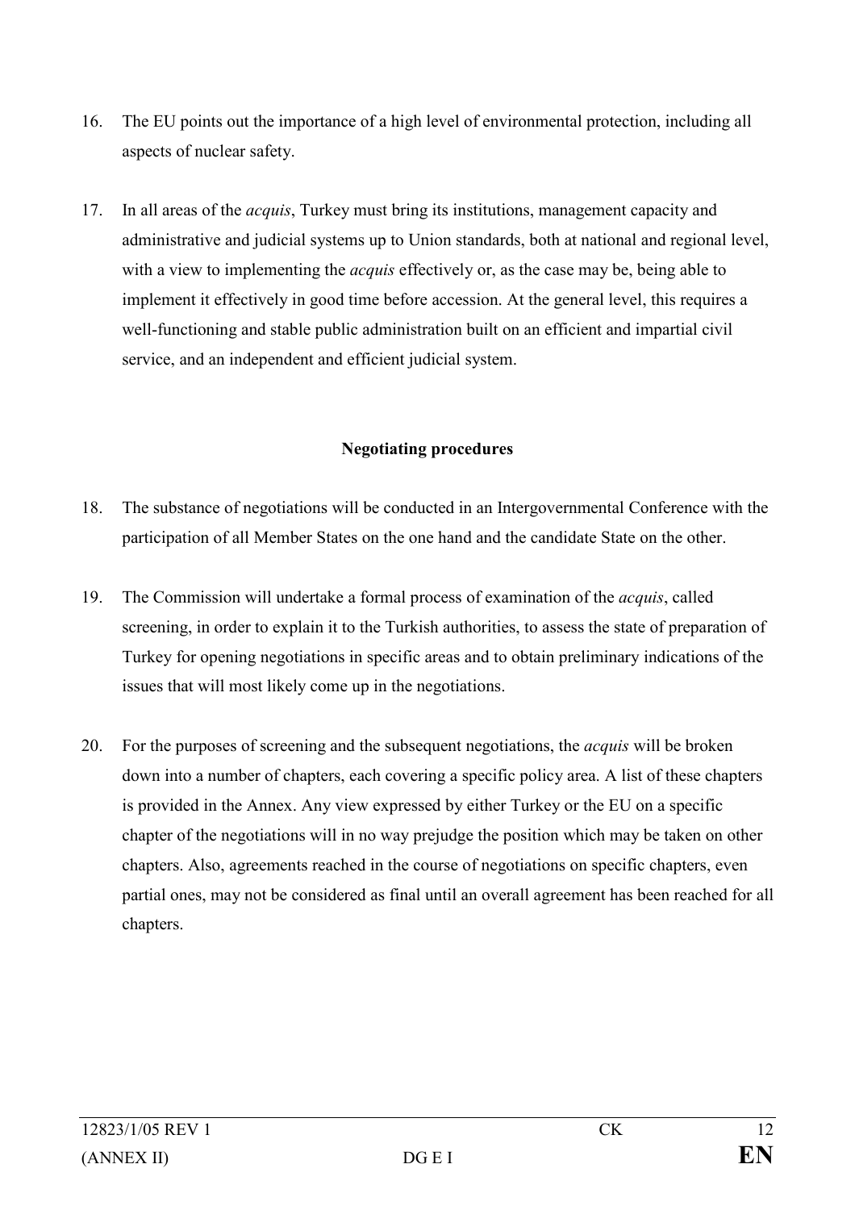16. The EU points out the importance of a high level of environmental protection, including all aspects of nuclear safety.

17. In all areas of the *acquis*, Turkey must bring its institutions, management capacity and administrative and judicial systems up to Union standards, both at national and regional level, with a view to implementing the *acquis* effectively or, as the case may be, being able to implement it effectively in good time before accession. At the general level, this requires a well-functioning and stable public administration built on an efficient and impartial civil service, and an independent and efficient judicial system.

**Negotiating procedures**

18. The substance of negotiations will be conducted in an Intergovernmental Conference with the participation of all Member States on the one hand and the candidate State on the other.

19. The Commission will undertake a formal process of examination of the *acquis*, called screening, in order to explain it to the Turkish authorities, to assess the state of preparation of Turkey for opening negotiations in specific areas and to obtain preliminary indications of the issues that will most likely come up in the negotiations.

20. For the purposes of screening and the subsequent negotiations, the *acquis* will be broken down into a number of chapters, each covering a specific policy area. A list of these chapters is provided in the Annex. Any view expressed by either Turkey or the EU on a specific chapter of the negotiations will in no way prejudge the position which may be taken on other chapters. Also, agreements reached in the course of negotiations on specific chapters, even partial ones, may not be considered as final until an overall agreement has been reached for all chapters.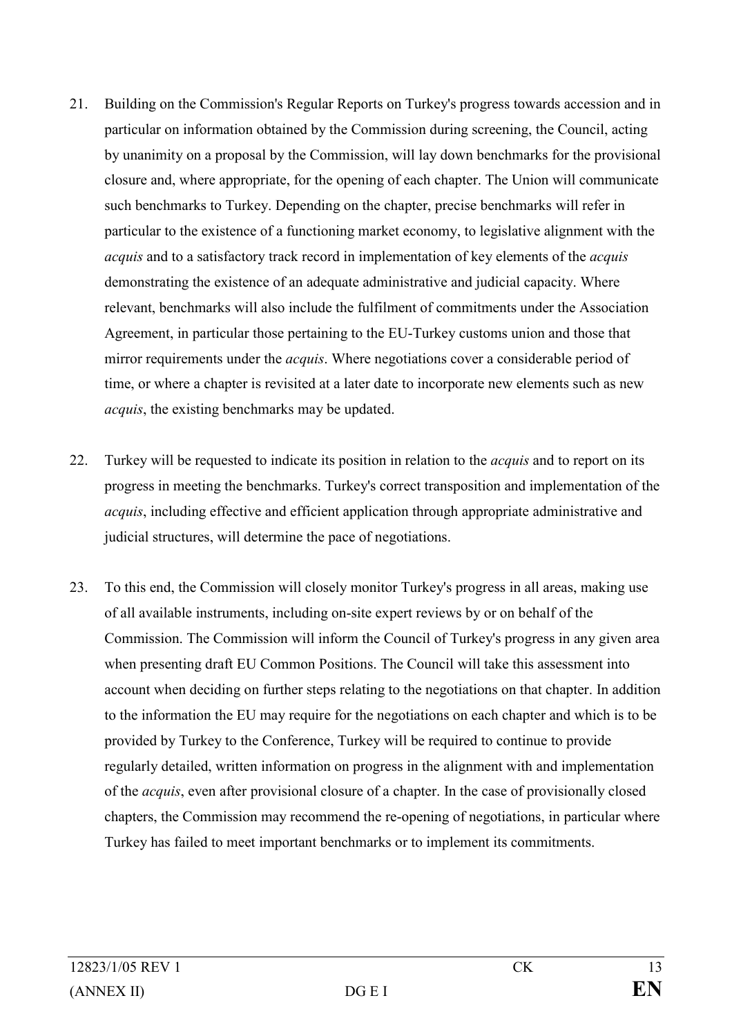21. Building on the Commission's Regular Reports on Turkey's progress towards accession and in particular on information obtained by the Commission during screening, the Council, acting by unanimity on a proposal by the Commission, will lay down benchmarks for the provisional closure and, where appropriate, for the opening of each chapter. The Union will communicate such benchmarks to Turkey. Depending on the chapter, precise benchmarks will refer in particular to the existence of a functioning market economy, to legislative alignment with the *acquis* and to a satisfactory track record in implementation of key elements of the *acquis* demonstrating the existence of an adequate administrative and judicial capacity. Where relevant, benchmarks will also include the fulfilment of commitments under the Association Agreement, in particular those pertaining to the EU-Turkey customs union and those that mirror requirements under the *acquis*. Where negotiations cover a considerable period of time, or where a chapter is revisited at a later date to incorporate new elements such as new *acquis*, the existing benchmarks may be updated.

22. Turkey will be requested to indicate its position in relation to the *acquis* and to report on its progress in meeting the benchmarks. Turkey's correct transposition and implementation of the *acquis*, including effective and efficient application through appropriate administrative and judicial structures, will determine the pace of negotiations.

23. To this end, the Commission will closely monitor Turkey's progress in all areas, making use of all available instruments, including on-site expert reviews by or on behalf of the Commission. The Commission will inform the Council of Turkey's progress in any given area when presenting draft EU Common Positions. The Council will take this assessment into account when deciding on further steps relating to the negotiations on that chapter. In addition to the information the EU may require for the negotiations on each chapter and which is to be provided by Turkey to the Conference, Turkey will be required to continue to provide regularly detailed, written information on progress in the alignment with and implementation of the *acquis*, even after provisional closure of a chapter. In the case of provisionally closed chapters, the Commission may recommend the re-opening of negotiations, in particular where Turkey has failed to meet important benchmarks or to implement its commitments.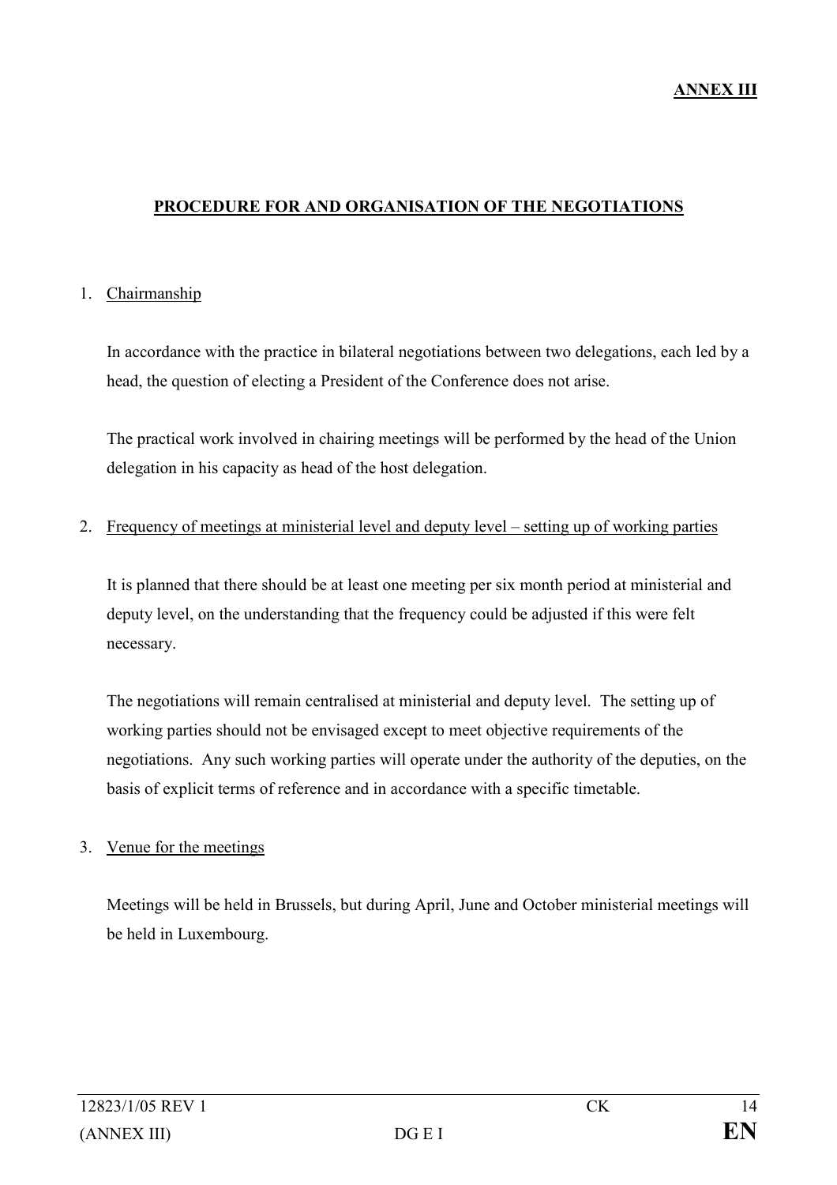**ANNEX III**

## PROCEDURE FOR AND ORGANISATION OF THE NEGOTIATIONS

1. Chairmanship

   In accordance with the practice in bilateral negotiations between two delegations, each led by a head, the question of electing a President of the Conference does not arise.

   The practical work involved in chairing meetings will be performed by the head of the Union delegation in his capacity as head of the host delegation.

2. Frequency of meetings at ministerial level and deputy level – setting up of working parties

   It is planned that there should be at least one meeting per six month period at ministerial and deputy level, on the understanding that the frequency could be adjusted if this were felt necessary.

   The negotiations will remain centralised at ministerial and deputy level. The setting up of working parties should not be envisaged except to meet objective requirements of the negotiations. Any such working parties will operate under the authority of the deputies, on the basis of explicit terms of reference and in accordance with a specific timetable.

3. Venue for the meetings

   Meetings will be held in Brussels, but during April, June and October ministerial meetings will be held in Luxembourg.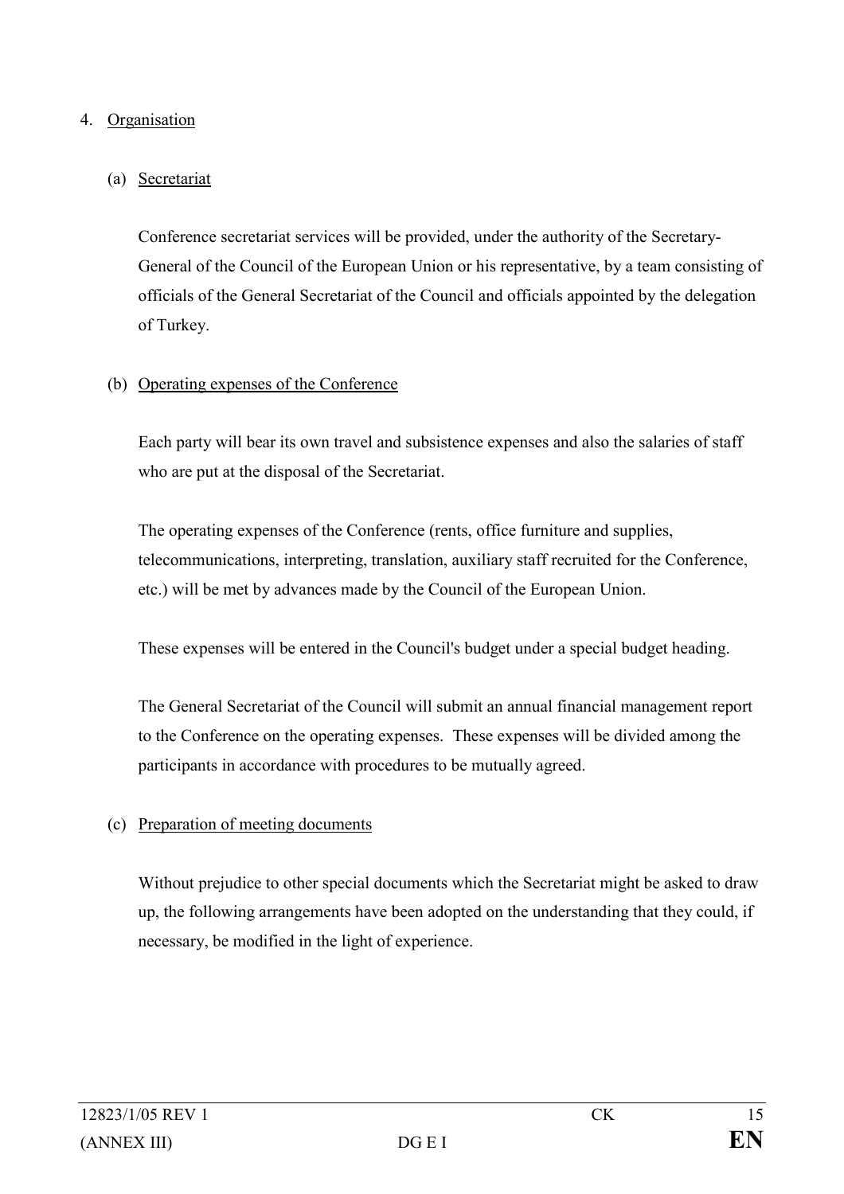4. Organisation

   (a) Secretariat

   Conference secretariat services will be provided, under the authority of the Secretary-General of the Council of the European Union or his representative, by a team consisting of officials of the General Secretariat of the Council and officials appointed by the delegation of Turkey.

   (b) Operating expenses of the Conference

   Each party will bear its own travel and subsistence expenses and also the salaries of staff who are put at the disposal of the Secretariat.

   The operating expenses of the Conference (rents, office furniture and supplies, telecommunications, interpreting, translation, auxiliary staff recruited for the Conference, etc.) will be met by advances made by the Council of the European Union.

   These expenses will be entered in the Council's budget under a special budget heading.

   The General Secretariat of the Council will submit an annual financial management report to the Conference on the operating expenses. These expenses will be divided among the participants in accordance with procedures to be mutually agreed.

   (c) Preparation of meeting documents

   Without prejudice to other special documents which the Secretariat might be asked to draw up, the following arrangements have been adopted on the understanding that they could, if necessary, be modified in the light of experience.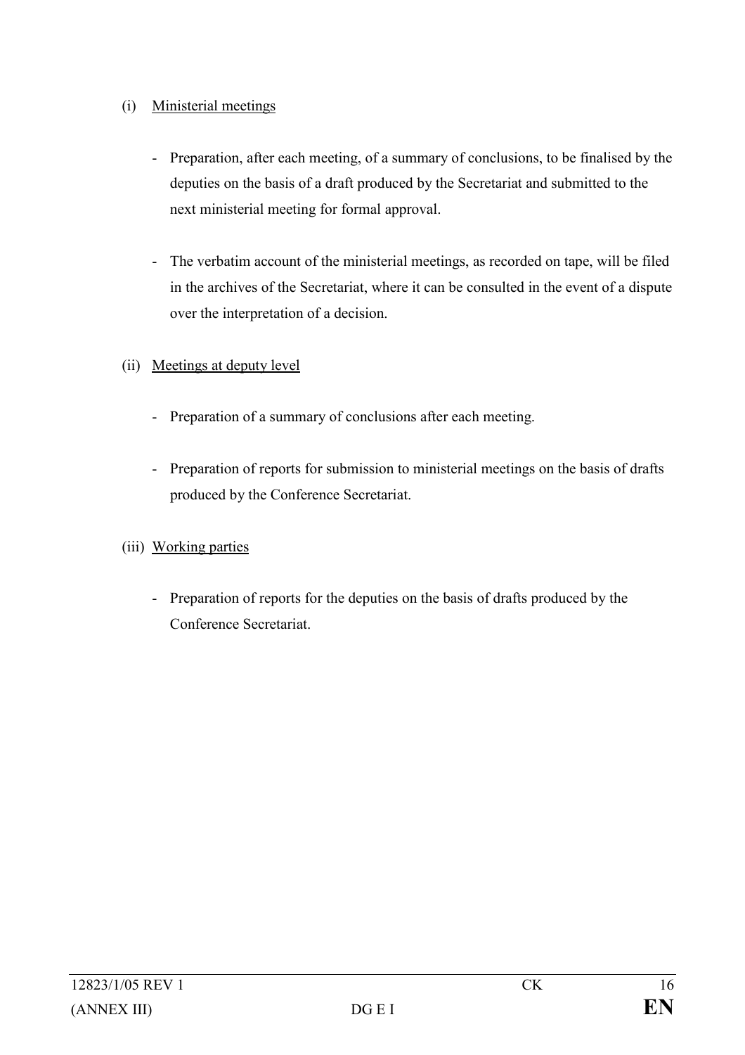(i) Ministerial meetings

- Preparation, after each meeting, of a summary of conclusions, to be finalised by the deputies on the basis of a draft produced by the Secretariat and submitted to the next ministerial meeting for formal approval.

- The verbatim account of the ministerial meetings, as recorded on tape, will be filed in the archives of the Secretariat, where it can be consulted in the event of a dispute over the interpretation of a decision.

(ii) Meetings at deputy level

- Preparation of a summary of conclusions after each meeting.

- Preparation of reports for submission to ministerial meetings on the basis of drafts produced by the Conference Secretariat.

(iii) Working parties

- Preparation of reports for the deputies on the basis of drafts produced by the Conference Secretariat.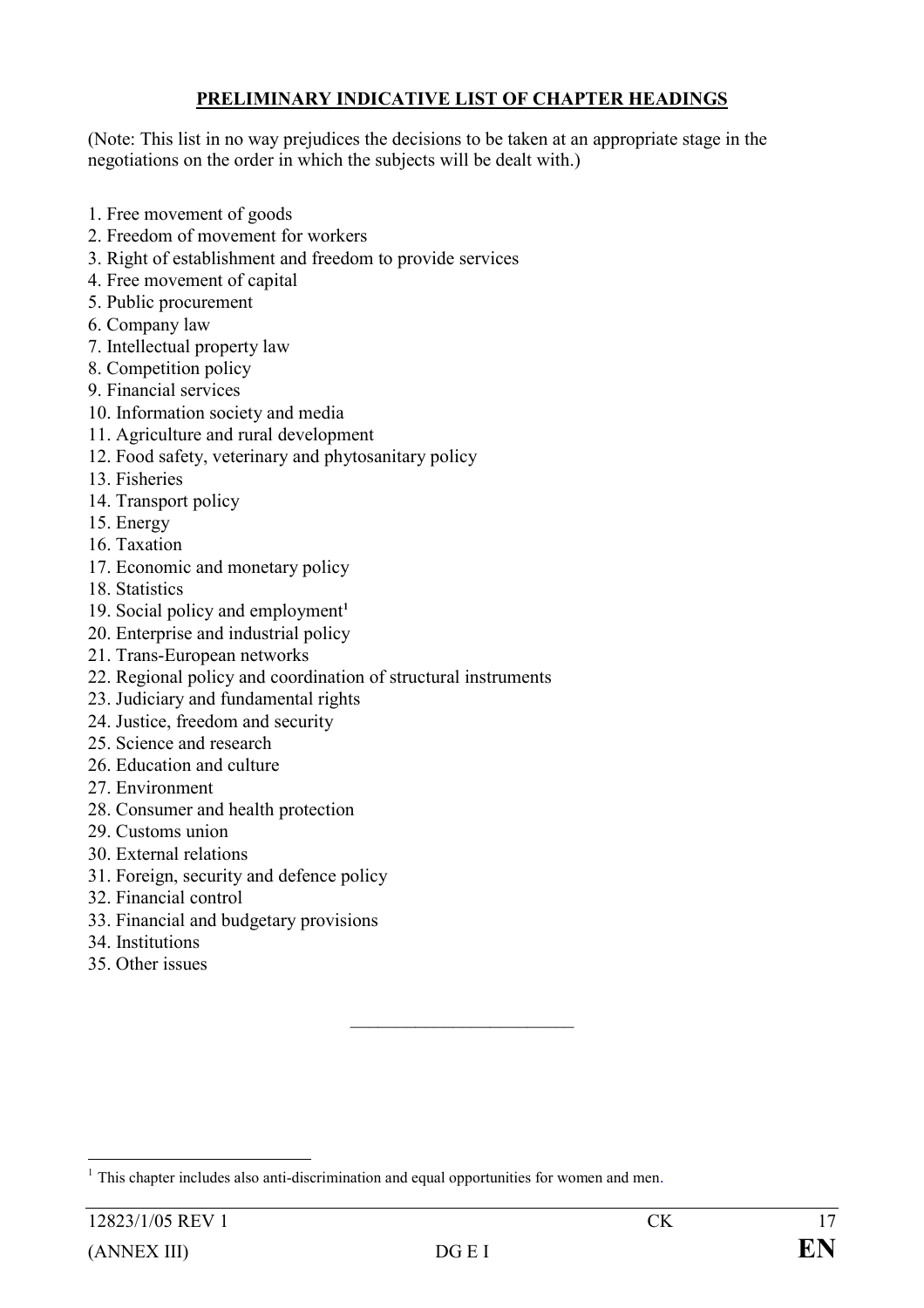**PRELIMINARY INDICATIVE LIST OF CHAPTER HEADINGS**

(Note: This list in no way prejudices the decisions to be taken at an appropriate stage in the negotiations on the order in which the subjects will be dealt with.)

1. Free movement of goods
2. Freedom of movement for workers
3. Right of establishment and freedom to provide services
4. Free movement of capital
5. Public procurement
6. Company law
7. Intellectual property law
8. Competition policy
9. Financial services
10. Information society and media
11. Agriculture and rural development
12. Food safety, veterinary and phytosanitary policy
13. Fisheries
14. Transport policy
15. Energy
16. Taxation
17. Economic and monetary policy
18. Statistics
19. Social policy and employment[1]
20. Enterprise and industrial policy
21. Trans-European networks
22. Regional policy and coordination of structural instruments
23. Judiciary and fundamental rights
24. Justice, freedom and security
25. Science and research
26. Education and culture
27. Environment
28. Consumer and health protection
29. Customs union
30. External relations
31. Foreign, security and defence policy
32. Financial control
33. Financial and budgetary provisions
34. Institutions
35. Other issues

---

[1] This chapter includes also anti-discrimination and equal opportunities for women and men.